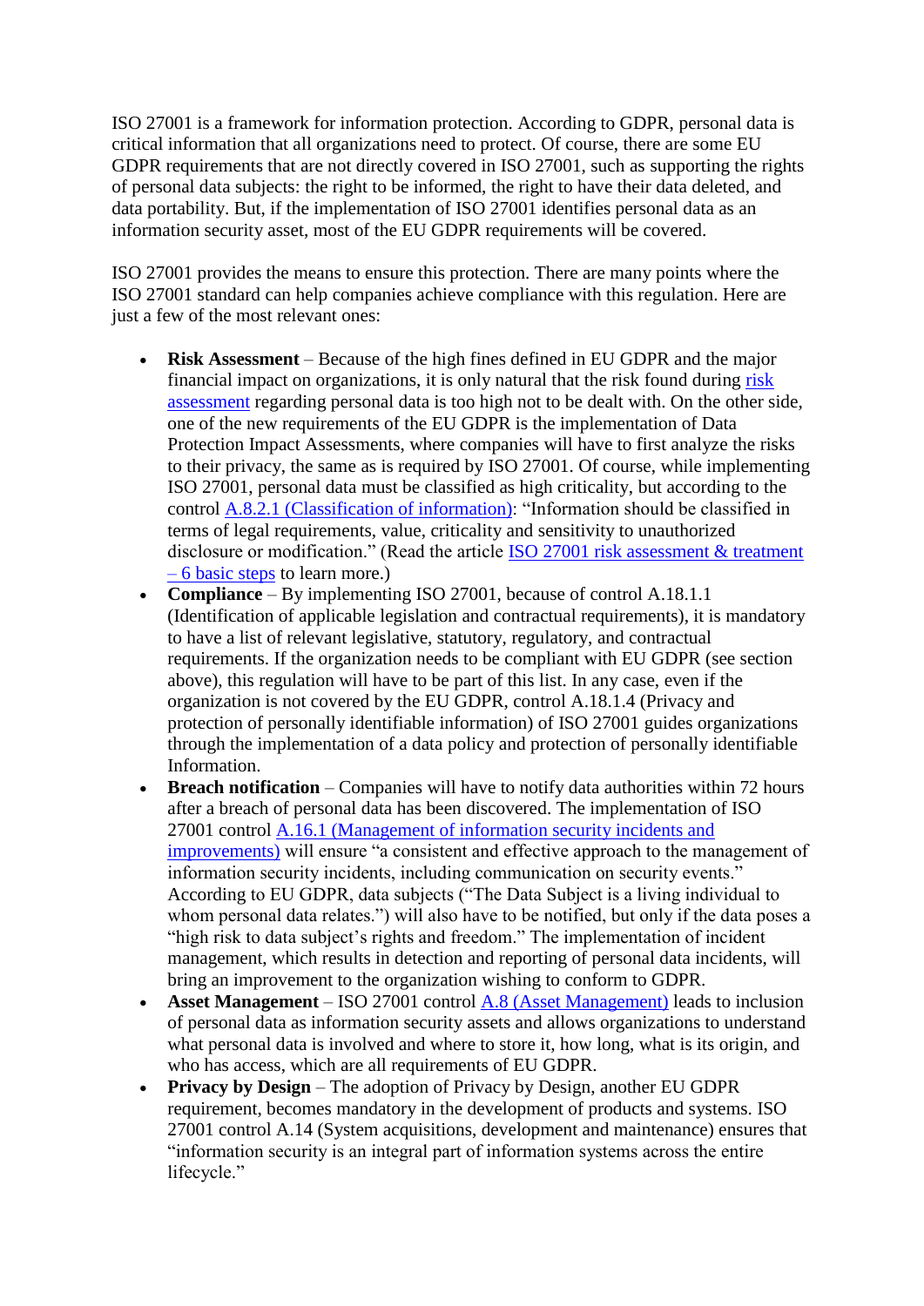ISO 27001 is a framework for information protection. According to GDPR, personal data is critical information that all organizations need to protect. Of course, there are some EU GDPR requirements that are not directly covered in ISO 27001, such as supporting the rights of personal data subjects: the right to be informed, the right to have their data deleted, and data portability. But, if the implementation of ISO 27001 identifies personal data as an information security asset, most of the EU GDPR requirements will be covered.

ISO 27001 provides the means to ensure this protection. There are many points where the ISO 27001 standard can help companies achieve compliance with this regulation. Here are just a few of the most relevant ones:

- **Risk Assessment** – Because of the high fines defined in EU GDPR and the major financial impact on organizations, it is only natural that the risk found during risk assessment regarding personal data is too high not to be dealt with. On the other side, one of the new requirements of the EU GDPR is the implementation of Data Protection Impact Assessments, where companies will have to first analyze the risks to their privacy, the same as is required by ISO 27001. Of course, while implementing ISO 27001, personal data must be classified as high criticality, but according to the control A.8.2.1 (Classification of information): "Information should be classified in terms of legal requirements, value, criticality and sensitivity to unauthorized disclosure or modification." (Read the article ISO 27001 risk assessment & treatment – 6 basic steps to learn more.)
- **Compliance** – By implementing ISO 27001, because of control A.18.1.1 (Identification of applicable legislation and contractual requirements), it is mandatory to have a list of relevant legislative, statutory, regulatory, and contractual requirements. If the organization needs to be compliant with EU GDPR (see section above), this regulation will have to be part of this list. In any case, even if the organization is not covered by the EU GDPR, control A.18.1.4 (Privacy and protection of personally identifiable information) of ISO 27001 guides organizations through the implementation of a data policy and protection of personally identifiable Information.
- **Breach notification** – Companies will have to notify data authorities within 72 hours after a breach of personal data has been discovered. The implementation of ISO 27001 control A.16.1 (Management of information security incidents and improvements) will ensure "a consistent and effective approach to the management of information security incidents, including communication on security events." According to EU GDPR, data subjects ("The Data Subject is a living individual to whom personal data relates.") will also have to be notified, but only if the data poses a "high risk to data subject's rights and freedom." The implementation of incident management, which results in detection and reporting of personal data incidents, will bring an improvement to the organization wishing to conform to GDPR.
- **Asset Management** – ISO 27001 control A.8 (Asset Management) leads to inclusion of personal data as information security assets and allows organizations to understand what personal data is involved and where to store it, how long, what is its origin, and who has access, which are all requirements of EU GDPR.
- **Privacy by Design** – The adoption of Privacy by Design, another EU GDPR requirement, becomes mandatory in the development of products and systems. ISO 27001 control A.14 (System acquisitions, development and maintenance) ensures that "information security is an integral part of information systems across the entire lifecycle."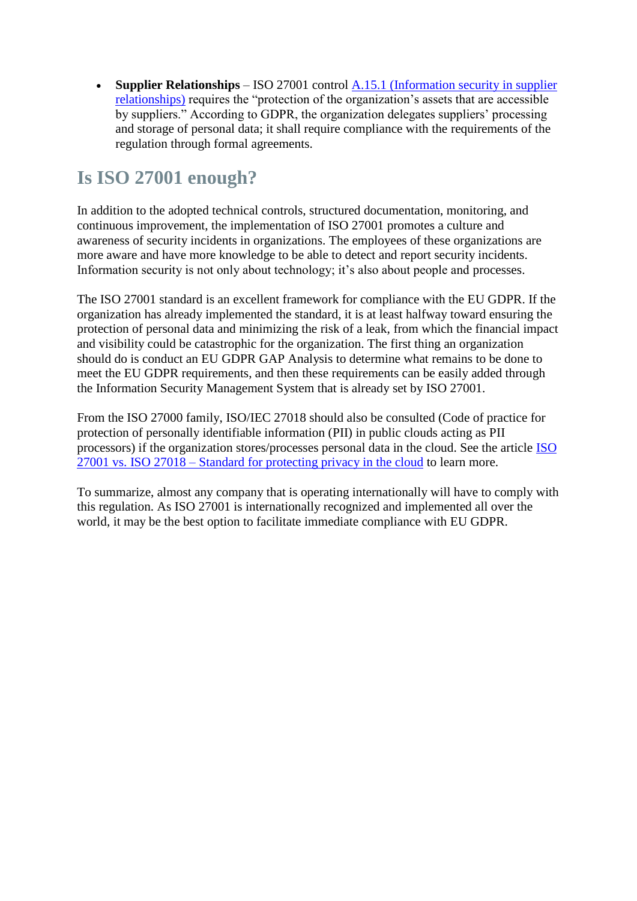- **Supplier Relationships** – ISO 27001 control A.15.1 (Information security in supplier relationships) requires the "protection of the organization's assets that are accessible by suppliers." According to GDPR, the organization delegates suppliers' processing and storage of personal data; it shall require compliance with the requirements of the regulation through formal agreements.

## Is ISO 27001 enough?

In addition to the adopted technical controls, structured documentation, monitoring, and continuous improvement, the implementation of ISO 27001 promotes a culture and awareness of security incidents in organizations. The employees of these organizations are more aware and have more knowledge to be able to detect and report security incidents. Information security is not only about technology; it's also about people and processes.

The ISO 27001 standard is an excellent framework for compliance with the EU GDPR. If the organization has already implemented the standard, it is at least halfway toward ensuring the protection of personal data and minimizing the risk of a leak, from which the financial impact and visibility could be catastrophic for the organization. The first thing an organization should do is conduct an EU GDPR GAP Analysis to determine what remains to be done to meet the EU GDPR requirements, and then these requirements can be easily added through the Information Security Management System that is already set by ISO 27001.

From the ISO 27000 family, ISO/IEC 27018 should also be consulted (Code of practice for protection of personally identifiable information (PII) in public clouds acting as PII processors) if the organization stores/processes personal data in the cloud. See the article ISO 27001 vs. ISO 27018 – Standard for protecting privacy in the cloud to learn more.

To summarize, almost any company that is operating internationally will have to comply with this regulation. As ISO 27001 is internationally recognized and implemented all over the world, it may be the best option to facilitate immediate compliance with EU GDPR.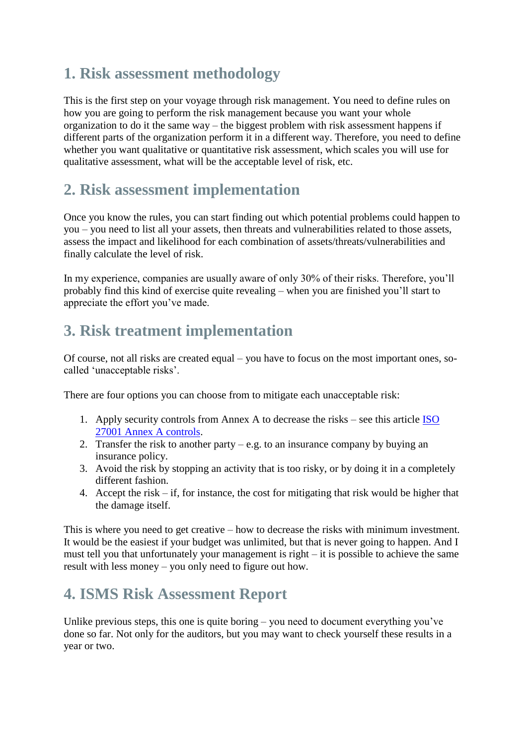## 1. Risk assessment methodology

This is the first step on your voyage through risk management. You need to define rules on how you are going to perform the risk management because you want your whole organization to do it the same way – the biggest problem with risk assessment happens if different parts of the organization perform it in a different way. Therefore, you need to define whether you want qualitative or quantitative risk assessment, which scales you will use for qualitative assessment, what will be the acceptable level of risk, etc.

## 2. Risk assessment implementation

Once you know the rules, you can start finding out which potential problems could happen to you – you need to list all your assets, then threats and vulnerabilities related to those assets, assess the impact and likelihood for each combination of assets/threats/vulnerabilities and finally calculate the level of risk.

In my experience, companies are usually aware of only 30% of their risks. Therefore, you'll probably find this kind of exercise quite revealing – when you are finished you'll start to appreciate the effort you've made.

## 3. Risk treatment implementation

Of course, not all risks are created equal – you have to focus on the most important ones, so-called 'unacceptable risks'.

There are four options you can choose from to mitigate each unacceptable risk:

1. Apply security controls from Annex A to decrease the risks – see this article [ISO 27001 Annex A controls](#).
2. Transfer the risk to another party – e.g. to an insurance company by buying an insurance policy.
3. Avoid the risk by stopping an activity that is too risky, or by doing it in a completely different fashion.
4. Accept the risk – if, for instance, the cost for mitigating that risk would be higher that the damage itself.

This is where you need to get creative – how to decrease the risks with minimum investment. It would be the easiest if your budget was unlimited, but that is never going to happen. And I must tell you that unfortunately your management is right – it is possible to achieve the same result with less money – you only need to figure out how.

## 4. ISMS Risk Assessment Report

Unlike previous steps, this one is quite boring – you need to document everything you've done so far. Not only for the auditors, but you may want to check yourself these results in a year or two.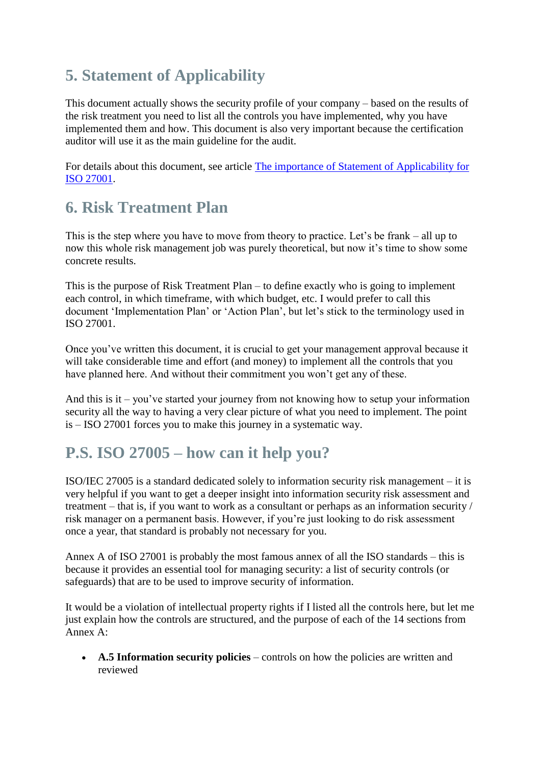## 5. Statement of Applicability

This document actually shows the security profile of your company – based on the results of the risk treatment you need to list all the controls you have implemented, why you have implemented them and how. This document is also very important because the certification auditor will use it as the main guideline for the audit.

For details about this document, see article The importance of Statement of Applicability for ISO 27001.

## 6. Risk Treatment Plan

This is the step where you have to move from theory to practice. Let's be frank – all up to now this whole risk management job was purely theoretical, but now it's time to show some concrete results.

This is the purpose of Risk Treatment Plan – to define exactly who is going to implement each control, in which timeframe, with which budget, etc. I would prefer to call this document 'Implementation Plan' or 'Action Plan', but let's stick to the terminology used in ISO 27001.

Once you've written this document, it is crucial to get your management approval because it will take considerable time and effort (and money) to implement all the controls that you have planned here. And without their commitment you won't get any of these.

And this is it – you've started your journey from not knowing how to setup your information security all the way to having a very clear picture of what you need to implement. The point is – ISO 27001 forces you to make this journey in a systematic way.

## P.S. ISO 27005 – how can it help you?

ISO/IEC 27005 is a standard dedicated solely to information security risk management – it is very helpful if you want to get a deeper insight into information security risk assessment and treatment – that is, if you want to work as a consultant or perhaps as an information security / risk manager on a permanent basis. However, if you're just looking to do risk assessment once a year, that standard is probably not necessary for you.

Annex A of ISO 27001 is probably the most famous annex of all the ISO standards – this is because it provides an essential tool for managing security: a list of security controls (or safeguards) that are to be used to improve security of information.

It would be a violation of intellectual property rights if I listed all the controls here, but let me just explain how the controls are structured, and the purpose of each of the 14 sections from Annex A:

- **A.5 Information security policies** – controls on how the policies are written and reviewed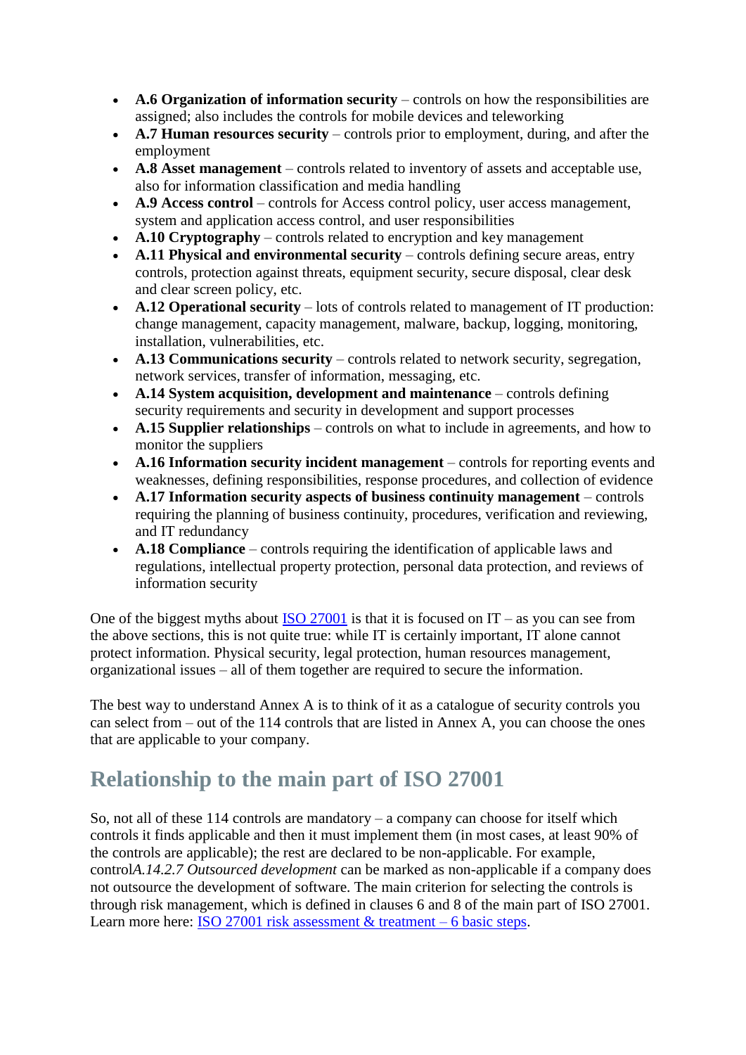- **A.6 Organization of information security** – controls on how the responsibilities are assigned; also includes the controls for mobile devices and teleworking
- **A.7 Human resources security** – controls prior to employment, during, and after the employment
- **A.8 Asset management** – controls related to inventory of assets and acceptable use, also for information classification and media handling
- **A.9 Access control** – controls for Access control policy, user access management, system and application access control, and user responsibilities
- **A.10 Cryptography** – controls related to encryption and key management
- **A.11 Physical and environmental security** – controls defining secure areas, entry controls, protection against threats, equipment security, secure disposal, clear desk and clear screen policy, etc.
- **A.12 Operational security** – lots of controls related to management of IT production: change management, capacity management, malware, backup, logging, monitoring, installation, vulnerabilities, etc.
- **A.13 Communications security** – controls related to network security, segregation, network services, transfer of information, messaging, etc.
- **A.14 System acquisition, development and maintenance** – controls defining security requirements and security in development and support processes
- **A.15 Supplier relationships** – controls on what to include in agreements, and how to monitor the suppliers
- **A.16 Information security incident management** – controls for reporting events and weaknesses, defining responsibilities, response procedures, and collection of evidence
- **A.17 Information security aspects of business continuity management** – controls requiring the planning of business continuity, procedures, verification and reviewing, and IT redundancy
- **A.18 Compliance** – controls requiring the identification of applicable laws and regulations, intellectual property protection, personal data protection, and reviews of information security

One of the biggest myths about ISO 27001 is that it is focused on IT – as you can see from the above sections, this is not quite true: while IT is certainly important, IT alone cannot protect information. Physical security, legal protection, human resources management, organizational issues – all of them together are required to secure the information.

The best way to understand Annex A is to think of it as a catalogue of security controls you can select from – out of the 114 controls that are listed in Annex A, you can choose the ones that are applicable to your company.

## Relationship to the main part of ISO 27001

So, not all of these 114 controls are mandatory – a company can choose for itself which controls it finds applicable and then it must implement them (in most cases, at least 90% of the controls are applicable); the rest are declared to be non-applicable. For example, control*A.14.2.7 Outsourced development* can be marked as non-applicable if a company does not outsource the development of software. The main criterion for selecting the controls is through risk management, which is defined in clauses 6 and 8 of the main part of ISO 27001. Learn more here: ISO 27001 risk assessment & treatment – 6 basic steps.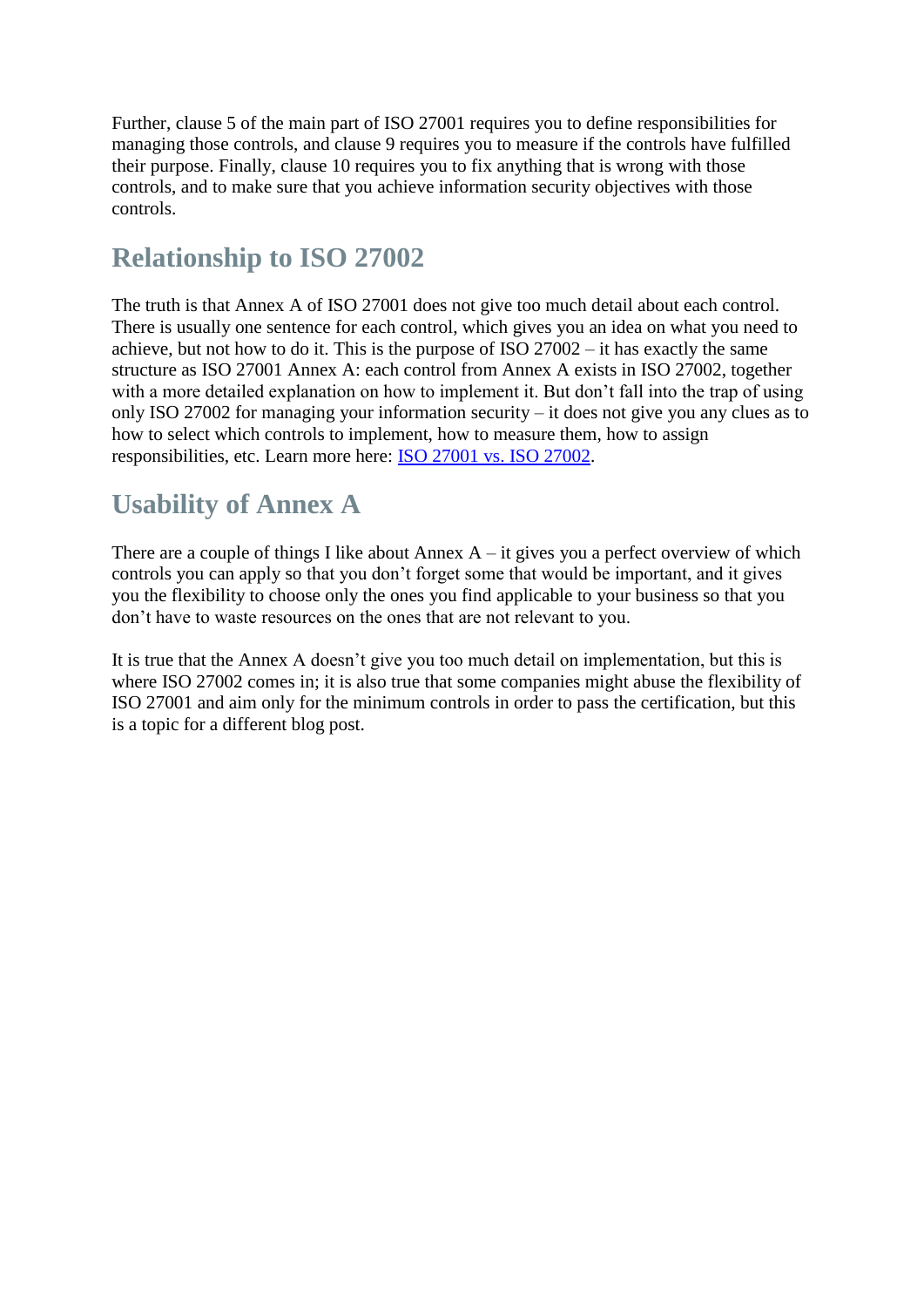Further, clause 5 of the main part of ISO 27001 requires you to define responsibilities for managing those controls, and clause 9 requires you to measure if the controls have fulfilled their purpose. Finally, clause 10 requires you to fix anything that is wrong with those controls, and to make sure that you achieve information security objectives with those controls.

## Relationship to ISO 27002

The truth is that Annex A of ISO 27001 does not give too much detail about each control. There is usually one sentence for each control, which gives you an idea on what you need to achieve, but not how to do it. This is the purpose of ISO 27002 – it has exactly the same structure as ISO 27001 Annex A: each control from Annex A exists in ISO 27002, together with a more detailed explanation on how to implement it. But don't fall into the trap of using only ISO 27002 for managing your information security – it does not give you any clues as to how to select which controls to implement, how to measure them, how to assign responsibilities, etc. Learn more here: [ISO 27001 vs. ISO 27002](ISO 27001 vs. ISO 27002).

## Usability of Annex A

There are a couple of things I like about Annex A – it gives you a perfect overview of which controls you can apply so that you don't forget some that would be important, and it gives you the flexibility to choose only the ones you find applicable to your business so that you don't have to waste resources on the ones that are not relevant to you.

It is true that the Annex A doesn't give you too much detail on implementation, but this is where ISO 27002 comes in; it is also true that some companies might abuse the flexibility of ISO 27001 and aim only for the minimum controls in order to pass the certification, but this is a topic for a different blog post.